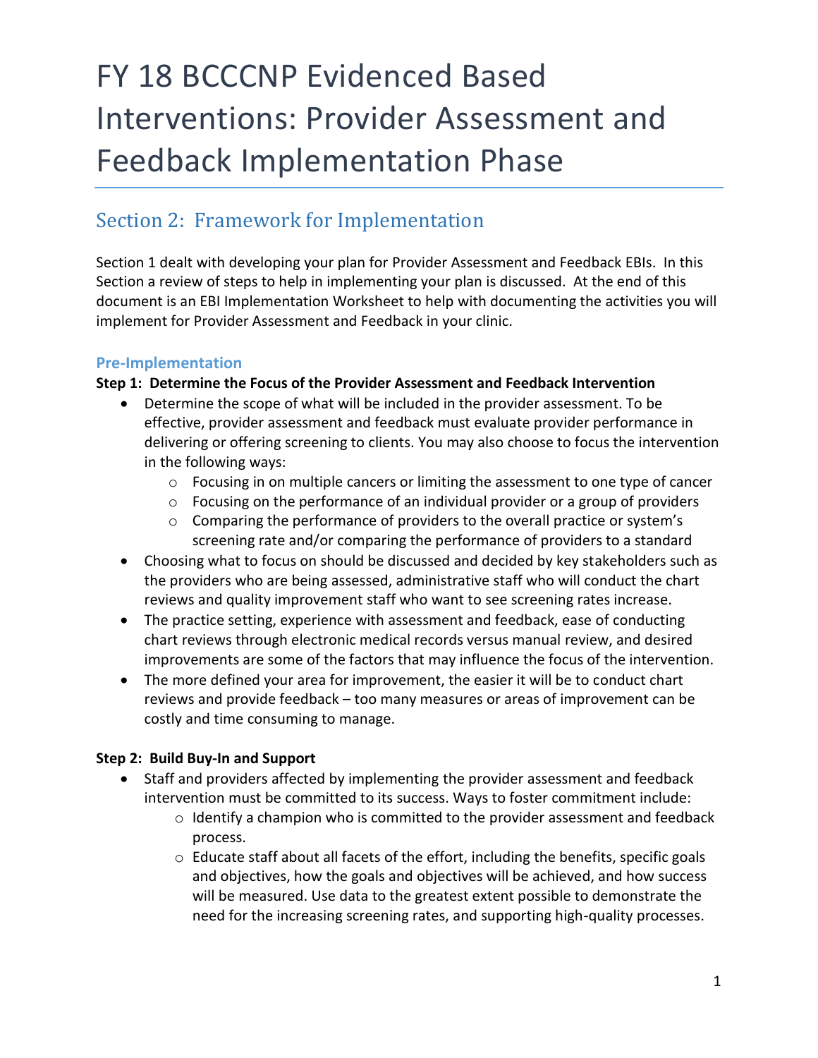# FY 18 BCCCNP Evidenced Based Interventions: Provider Assessment and Feedback Implementation Phase

## Section 2: Framework for Implementation

Section 1 dealt with developing your plan for Provider Assessment and Feedback EBIs. In this Section a review of steps to help in implementing your plan is discussed. At the end of this document is an EBI Implementation Worksheet to help with documenting the activities you will implement for Provider Assessment and Feedback in your clinic.

### Pre-Implementation

**Step 1: Determine the Focus of the Provider Assessment and Feedback Intervention**

- Determine the scope of what will be included in the provider assessment. To be effective, provider assessment and feedback must evaluate provider performance in delivering or offering screening to clients. You may also choose to focus the intervention in the following ways:
  - Focusing in on multiple cancers or limiting the assessment to one type of cancer
  - Focusing on the performance of an individual provider or a group of providers
  - Comparing the performance of providers to the overall practice or system's screening rate and/or comparing the performance of providers to a standard
- Choosing what to focus on should be discussed and decided by key stakeholders such as the providers who are being assessed, administrative staff who will conduct the chart reviews and quality improvement staff who want to see screening rates increase.
- The practice setting, experience with assessment and feedback, ease of conducting chart reviews through electronic medical records versus manual review, and desired improvements are some of the factors that may influence the focus of the intervention.
- The more defined your area for improvement, the easier it will be to conduct chart reviews and provide feedback – too many measures or areas of improvement can be costly and time consuming to manage.

**Step 2: Build Buy-In and Support**

- Staff and providers affected by implementing the provider assessment and feedback intervention must be committed to its success. Ways to foster commitment include:
  - Identify a champion who is committed to the provider assessment and feedback process.
  - Educate staff about all facets of the effort, including the benefits, specific goals and objectives, how the goals and objectives will be achieved, and how success will be measured. Use data to the greatest extent possible to demonstrate the need for the increasing screening rates, and supporting high-quality processes.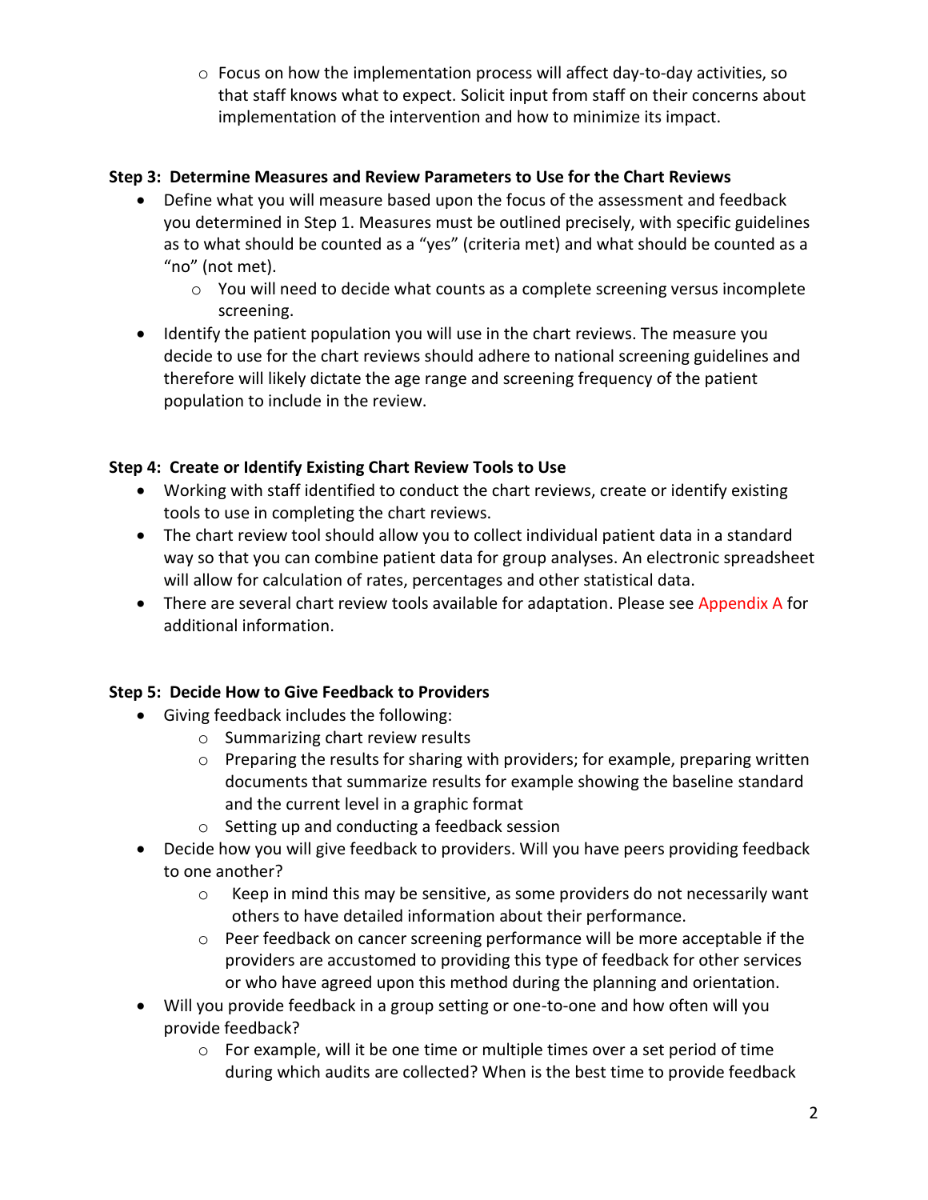- Focus on how the implementation process will affect day-to-day activities, so that staff knows what to expect. Solicit input from staff on their concerns about implementation of the intervention and how to minimize its impact.

**Step 3: Determine Measures and Review Parameters to Use for the Chart Reviews**

- Define what you will measure based upon the focus of the assessment and feedback you determined in Step 1. Measures must be outlined precisely, with specific guidelines as to what should be counted as a "yes" (criteria met) and what should be counted as a "no" (not met).
  - You will need to decide what counts as a complete screening versus incomplete screening.
- Identify the patient population you will use in the chart reviews. The measure you decide to use for the chart reviews should adhere to national screening guidelines and therefore will likely dictate the age range and screening frequency of the patient population to include in the review.

**Step 4: Create or Identify Existing Chart Review Tools to Use**

- Working with staff identified to conduct the chart reviews, create or identify existing tools to use in completing the chart reviews.
- The chart review tool should allow you to collect individual patient data in a standard way so that you can combine patient data for group analyses. An electronic spreadsheet will allow for calculation of rates, percentages and other statistical data.
- There are several chart review tools available for adaptation. Please see Appendix A for additional information.

**Step 5: Decide How to Give Feedback to Providers**

- Giving feedback includes the following:
  - Summarizing chart review results
  - Preparing the results for sharing with providers; for example, preparing written documents that summarize results for example showing the baseline standard and the current level in a graphic format
  - Setting up and conducting a feedback session
- Decide how you will give feedback to providers. Will you have peers providing feedback to one another?
  - Keep in mind this may be sensitive, as some providers do not necessarily want others to have detailed information about their performance.
  - Peer feedback on cancer screening performance will be more acceptable if the providers are accustomed to providing this type of feedback for other services or who have agreed upon this method during the planning and orientation.
- Will you provide feedback in a group setting or one-to-one and how often will you provide feedback?
  - For example, will it be one time or multiple times over a set period of time during which audits are collected? When is the best time to provide feedback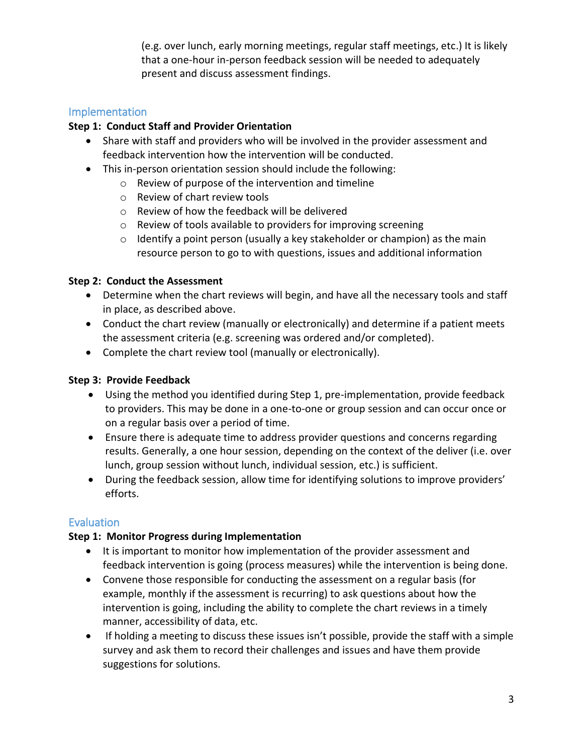(e.g. over lunch, early morning meetings, regular staff meetings, etc.) It is likely that a one-hour in-person feedback session will be needed to adequately present and discuss assessment findings.

## Implementation

**Step 1: Conduct Staff and Provider Orientation**

- Share with staff and providers who will be involved in the provider assessment and feedback intervention how the intervention will be conducted.
- This in-person orientation session should include the following:
  - Review of purpose of the intervention and timeline
  - Review of chart review tools
  - Review of how the feedback will be delivered
  - Review of tools available to providers for improving screening
  - Identify a point person (usually a key stakeholder or champion) as the main resource person to go to with questions, issues and additional information

**Step 2: Conduct the Assessment**

- Determine when the chart reviews will begin, and have all the necessary tools and staff in place, as described above.
- Conduct the chart review (manually or electronically) and determine if a patient meets the assessment criteria (e.g. screening was ordered and/or completed).
- Complete the chart review tool (manually or electronically).

**Step 3: Provide Feedback**

- Using the method you identified during Step 1, pre-implementation, provide feedback to providers. This may be done in a one-to-one or group session and can occur once or on a regular basis over a period of time.
- Ensure there is adequate time to address provider questions and concerns regarding results. Generally, a one hour session, depending on the context of the deliver (i.e. over lunch, group session without lunch, individual session, etc.) is sufficient.
- During the feedback session, allow time for identifying solutions to improve providers' efforts.

## Evaluation

**Step 1: Monitor Progress during Implementation**

- It is important to monitor how implementation of the provider assessment and feedback intervention is going (process measures) while the intervention is being done.
- Convene those responsible for conducting the assessment on a regular basis (for example, monthly if the assessment is recurring) to ask questions about how the intervention is going, including the ability to complete the chart reviews in a timely manner, accessibility of data, etc.
- If holding a meeting to discuss these issues isn't possible, provide the staff with a simple survey and ask them to record their challenges and issues and have them provide suggestions for solutions.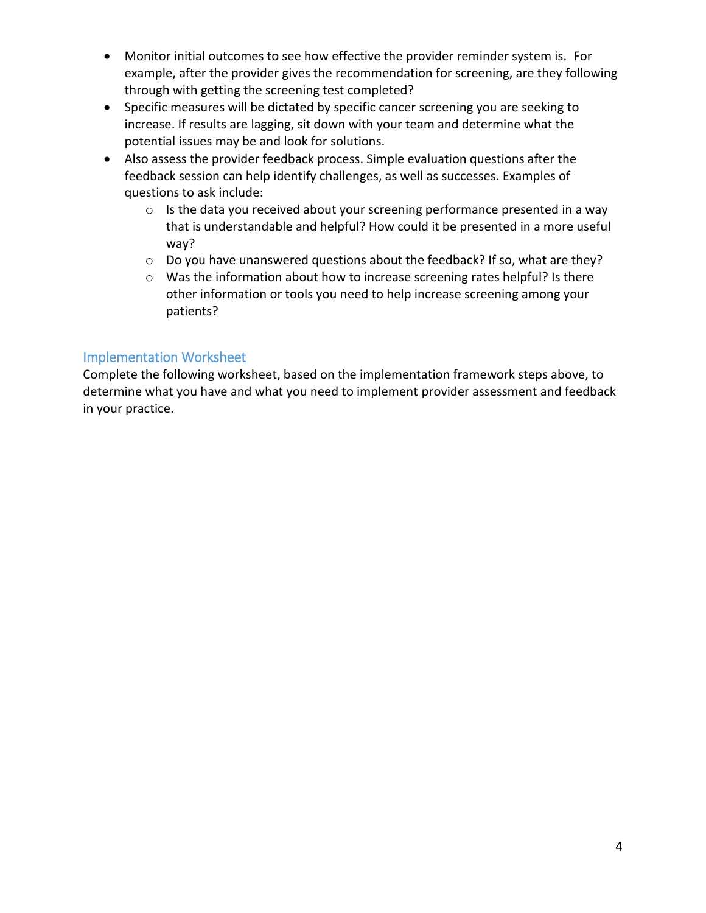- Monitor initial outcomes to see how effective the provider reminder system is. For example, after the provider gives the recommendation for screening, are they following through with getting the screening test completed?
- Specific measures will be dictated by specific cancer screening you are seeking to increase. If results are lagging, sit down with your team and determine what the potential issues may be and look for solutions.
- Also assess the provider feedback process. Simple evaluation questions after the feedback session can help identify challenges, as well as successes. Examples of questions to ask include:
  - Is the data you received about your screening performance presented in a way that is understandable and helpful? How could it be presented in a more useful way?
  - Do you have unanswered questions about the feedback? If so, what are they?
  - Was the information about how to increase screening rates helpful? Is there other information or tools you need to help increase screening among your patients?

## Implementation Worksheet

Complete the following worksheet, based on the implementation framework steps above, to determine what you have and what you need to implement provider assessment and feedback in your practice.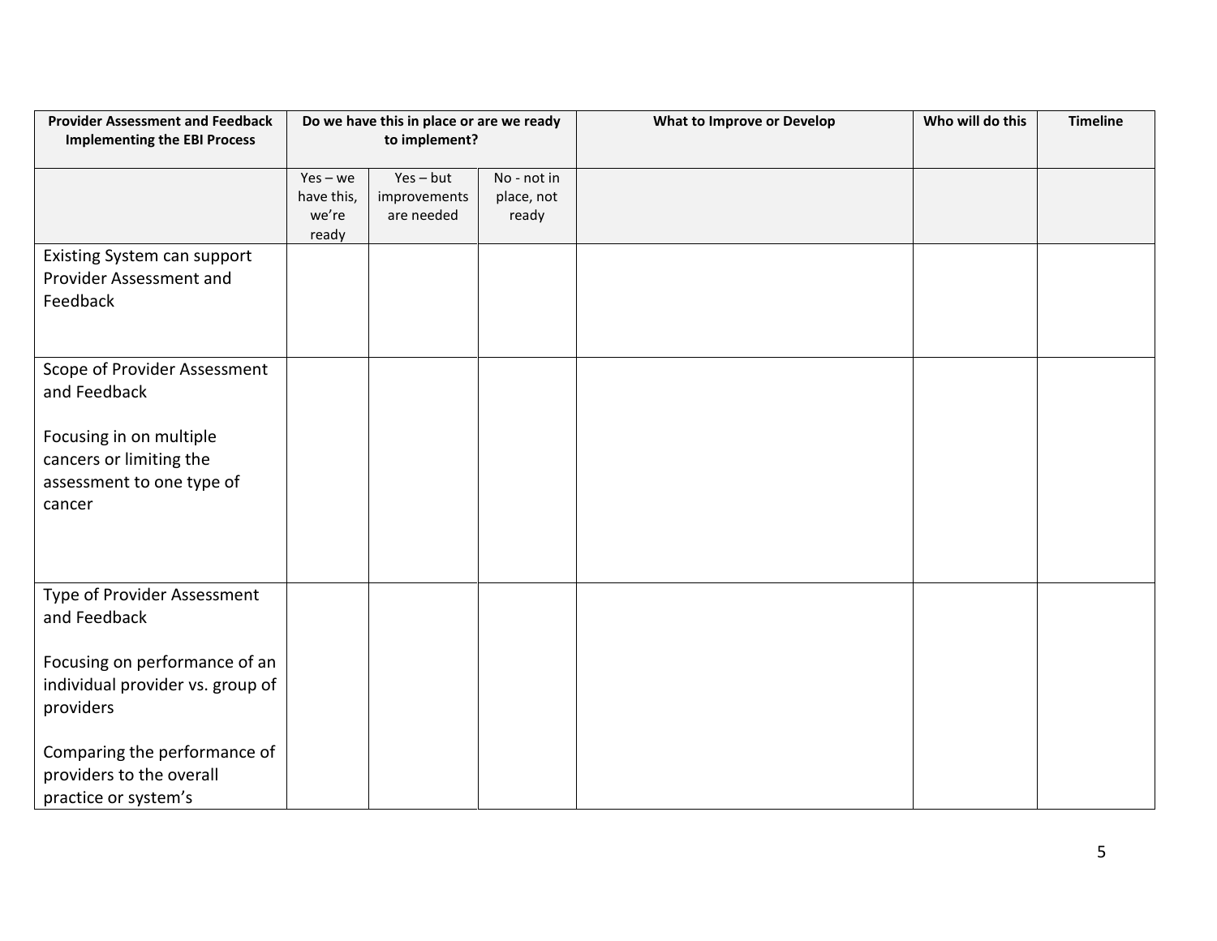| **Provider Assessment and Feedback Implementing the EBI Process** | **Do we have this in place or are we ready to implement?** | | | **What to Improve or Develop** | **Who will do this** | **Timeline** |
|---|---|---|---|---|---|---|
| | Yes – we have this, we're ready | Yes – but improvements are needed | No - not in place, not ready | | | |
| Existing System can support Provider Assessment and Feedback | | | | | | |
| Scope of Provider Assessment and Feedback<br><br>Focusing in on multiple cancers or limiting the assessment to one type of cancer | | | | | | |
| Type of Provider Assessment and Feedback<br><br>Focusing on performance of an individual provider vs. group of providers<br><br>Comparing the performance of providers to the overall practice or system's | | | | | | |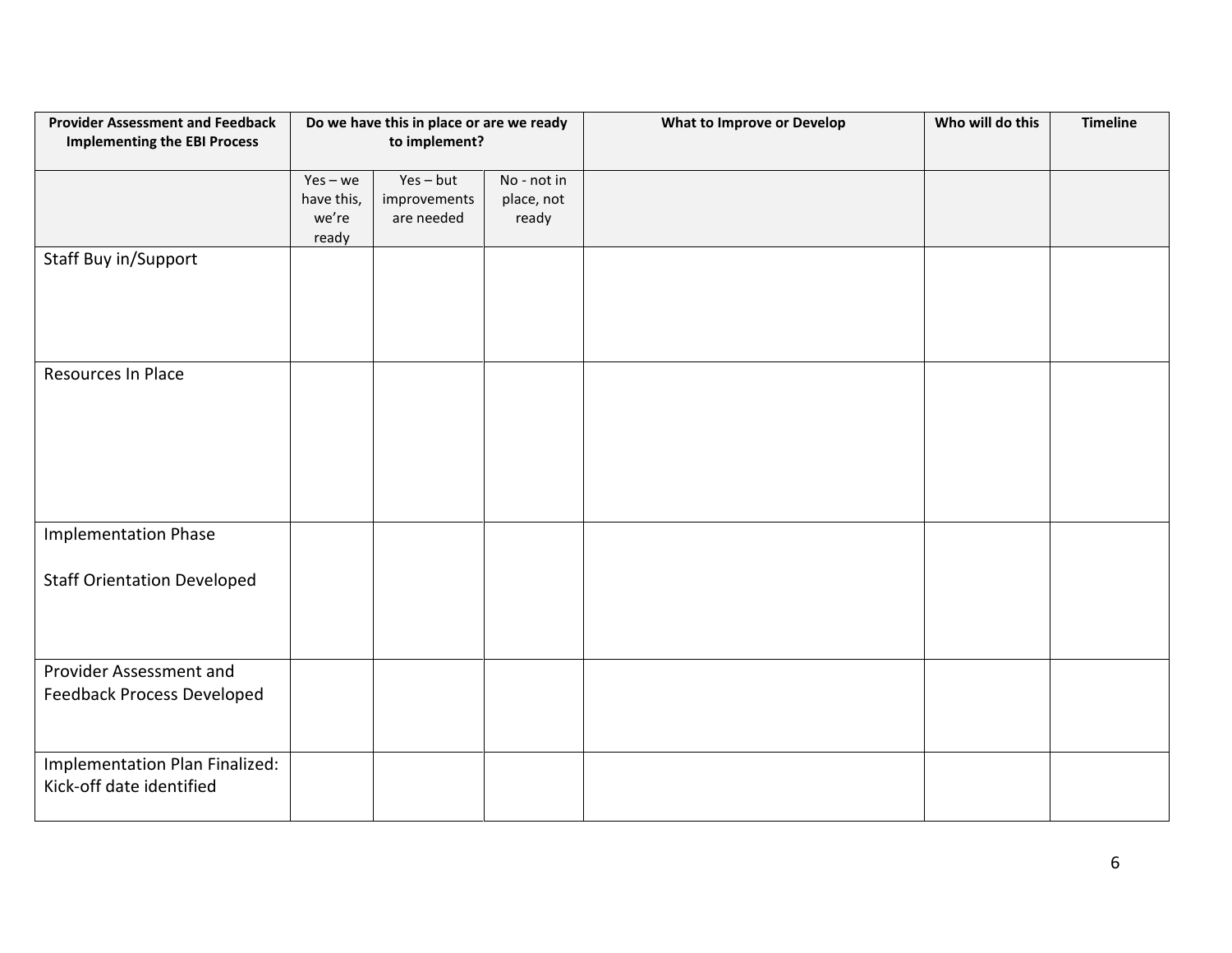| **Provider Assessment and Feedback Implementing the EBI Process** | **Do we have this in place or are we ready to implement?** | | | **What to Improve or Develop** | **Who will do this** | **Timeline** |
|---|---|---|---|---|---|---|
| | Yes – we have this, we're ready | Yes – but improvements are needed | No - not in place, not ready | | | |
| Staff Buy in/Support | | | | | | |
| Resources In Place | | | | | | |
| Implementation Phase<br><br>Staff Orientation Developed | | | | | | |
| Provider Assessment and Feedback Process Developed | | | | | | |
| Implementation Plan Finalized: Kick-off date identified | | | | | | |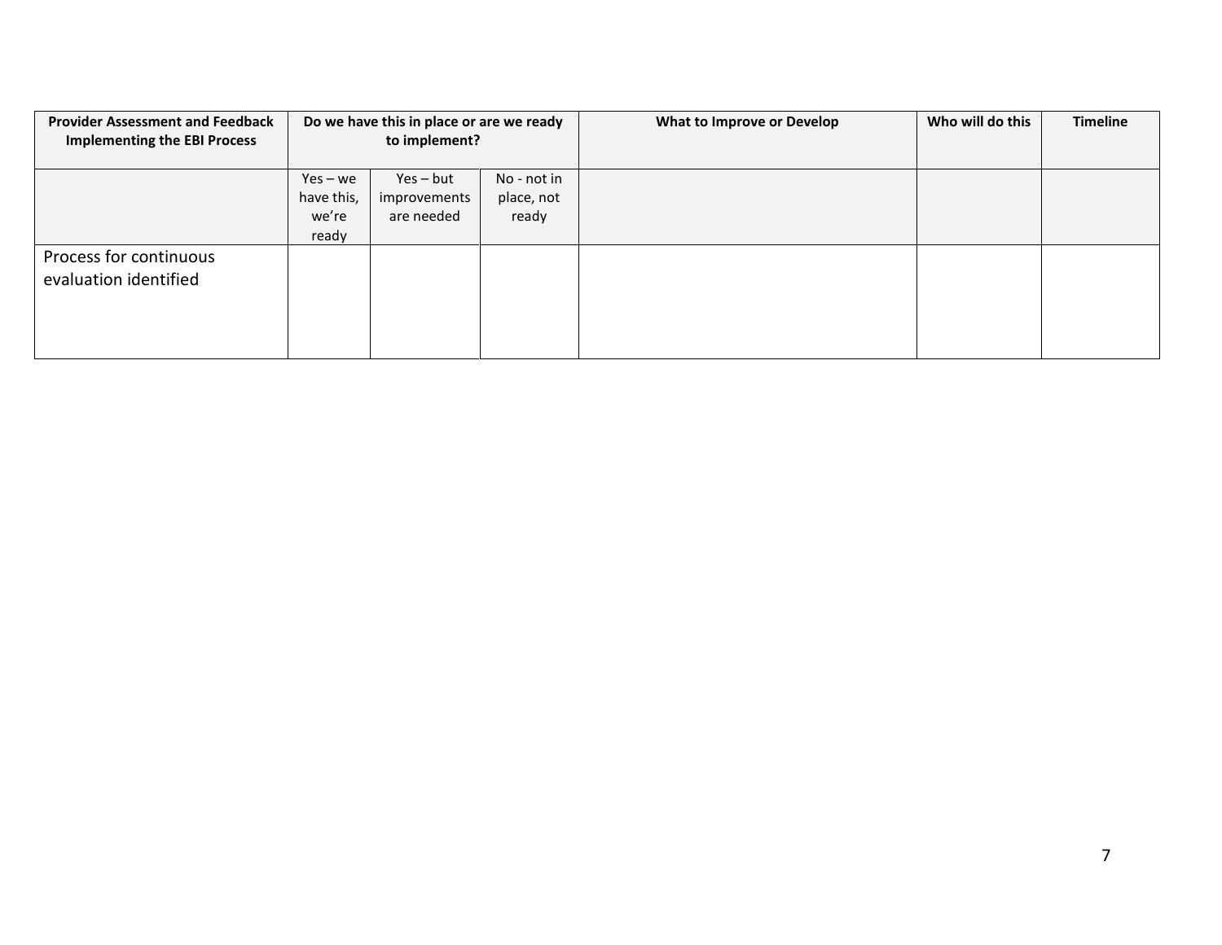| Provider Assessment and Feedback Implementing the EBI Process | Do we have this in place or are we ready to implement? | | | What to Improve or Develop | Who will do this | Timeline |
|---|---|---|---|---|---|---|
| | Yes – we have this, we're ready | Yes – but improvements are needed | No - not in place, not ready | | | |
| Process for continuous evaluation identified | | | | | | |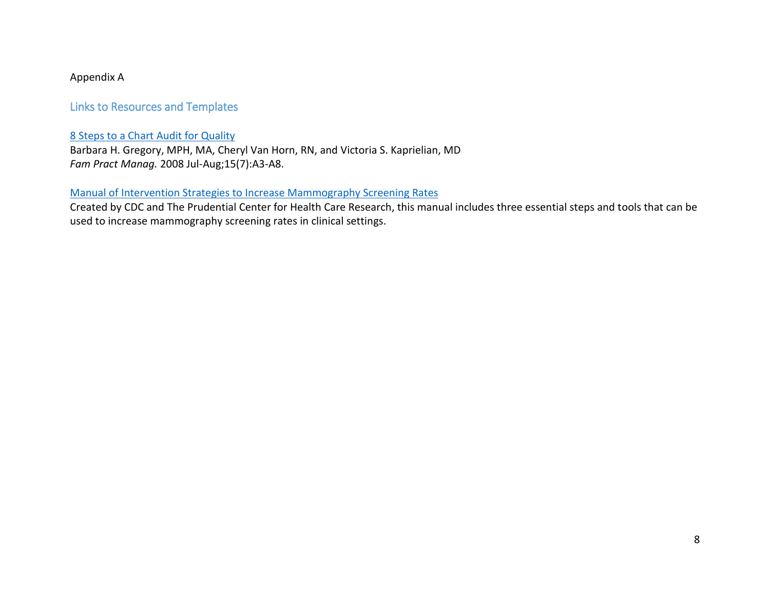Appendix A

## Links to Resources and Templates

8 Steps to a Chart Audit for Quality

Barbara H. Gregory, MPH, MA, Cheryl Van Horn, RN, and Victoria S. Kaprielian, MD

*Fam Pract Manag.* 2008 Jul-Aug;15(7):A3-A8.

Manual of Intervention Strategies to Increase Mammography Screening Rates

Created by CDC and The Prudential Center for Health Care Research, this manual includes three essential steps and tools that can be used to increase mammography screening rates in clinical settings.